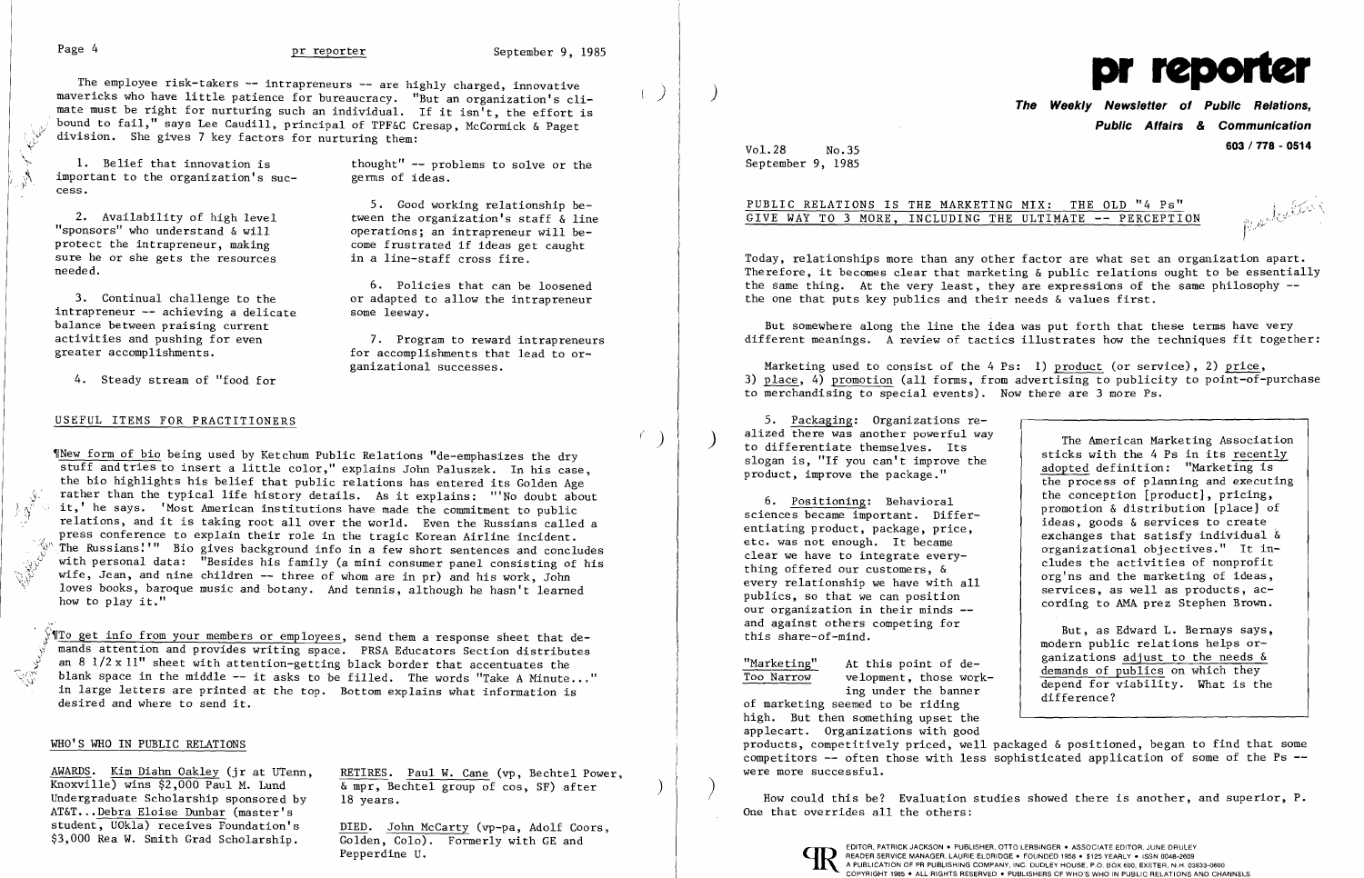The employee risk-takers -- intrapreneurs -- are highly charged, innovative mavericks who have little patience for bureaucracy. "But an organization's climate must be right for nurturing such an individual. If it isn't, the effort is bound to fail," says Lee Caudill, principal of TPF&C Cresap, McCormick & Paget division. She gives 7 key factors for nurturing them:

1. Belief that innovation is important to the organization's success.

2. Availability of high level "sponsors" who understand & will protect the intrapreneur, making sure he or she gets the resources needed.

3. Continual challenge to the intrapreneur -- achieving a delicate balance between praising current activities and pushing for even greater accomplishments.

4. Steady stream of "food for thought" -- problems to solve or the germs of ideas.

5. Good working relationship between the organization's staff & line operations; an intrapreneur will become frustrated if ideas get caught in a line-staff cross fire.

6. Policies that can be loosened or adapted to allow the intrapreneur some leeway.

7. Program to reward intrapreneurs for accomplishments that lead to organizational successes.

## USEFUL ITEMS FOR PRACTITIONERS

¶New form of bio being used by Ketchum Public Relations "de-emphasizes the dry stuff and tries to insert a little color," explains John Paluszek. In his case, the bio highlights his belief that public relations has entered its Golden Age rather than the typical life history details. As it explains: "'No doubt about it,' he says. 'Most American institutions have made the commitment to public relations, and it is taking root all over the world. Even the Russians called a press conference to explain their role in the tragic Korean Airline incident. The Russians!'" Bio gives background info in a few short sentences and concludes with personal data: "Besides his family (a mini consumer panel consisting of his wife, Jean, and nine children -- three of whom are in pr) and his work, John loves books, baroque music and botany. And tennis, although he hasn't learned how to play it."

¶To get info from your members or employees, send them a response sheet that demands attention and provides writing space. PRSA Educators Section distributes an 8 1/2 x 11" sheet with attention-getting black border that accentuates the blank space in the middle -- it asks to be filled. The words "Take A Minute..." in large letters are printed at the top. Bottom explains what information is desired and where to send it.

## WHO'S WHO IN PUBLIC RELATIONS

AWARDS. Kim Diahn Oakley (jr at UTenn, Knoxville) wins $2,000 Paul M. Lund Undergraduate Scholarship sponsored by AT&T...Debra Eloise Dunbar (master's student, UOkla) receives Foundation's $3,000 Rea W. Smith Grad Scholarship.

RETIRES. Paul W. Cane (vp, Bechtel Power, & mpr, Bechtel group of cos, SF) after 18 years.

DIED. John McCarty (vp-pa, Adolf Coors, Golden, Colo). Formerly with GE and Pepperdine U.

# pr reporter

**The Weekly Newsletter of Public Relations, Public Affairs & Communication**

**603 / 778 - 0514**

Vol.28 No.35
September 9, 1985

## PUBLIC RELATIONS IS THE MARKETING MIX: THE OLD "4 Ps" GIVE WAY TO 3 MORE, INCLUDING THE ULTIMATE -- PERCEPTION

Today, relationships more than any other factor are what set an organization apart. Therefore, it becomes clear that marketing & public relations ought to be essentially the same thing. At the very least, they are expressions of the same philosophy -- the one that puts key publics and their needs & values first.

But somewhere along the line the idea was put forth that these terms have very different meanings. A review of tactics illustrates how the techniques fit together:

Marketing used to consist of the 4 Ps: 1) product (or service), 2) price, 3) place, 4) promotion (all forms, from advertising to publicity to point-of-purchase to merchandising to special events). Now there are 3 more Ps.

5. Packaging: Organizations realized there was another powerful way to differentiate themselves. Its slogan is, "If you can't improve the product, improve the package."

6. Positioning: Behavioral sciences became important. Differentiating product, package, price, etc. was not enough. It became clear we have to integrate everything offered our customers, & every relationship we have with all publics, so that we can position our organization in their minds -- and against others competing for this share-of-mind.

> The American Marketing Association sticks with the 4 Ps in its recently adopted definition: "Marketing is the process of planning and executing the conception [product], pricing, promotion & distribution [place] of ideas, goods & services to create exchanges that satisfy individual & organizational objectives." It includes the activities of nonprofit org'ns and the marketing of ideas, services, as well as products, according to AMA prez Stephen Brown.
>
> But, as Edward L. Bernays says, modern public relations helps organizations adjust to the needs & demands of publics on which they depend for viability. What is the difference?

"Marketing" Too Narrow

At this point of development, those working under the banner of marketing seemed to be riding high. But then something upset the applecart. Organizations with good products, competitively priced, well packaged & positioned, began to find that some competitors -- often those with less sophisticated application of some of the Ps -- were more successful.

How could this be? Evaluation studies showed there is another, and superior, P. One that overrides all the others:

EDITOR, PATRICK JACKSON • PUBLISHER, OTTO LERBINGER • ASSOCIATE EDITOR, JUNE DRULEY
READER SERVICE MANAGER, LAURIE ELDRIDGE • FOUNDED 1958 • $125 YEARLY • ISSN 0048-2609
A PUBLICATION OF PR PUBLISHING COMPANY, INC. DUDLEY HOUSE, P.O. BOX 600, EXETER, N.H. 03833-0600
COPYRIGHT 1985 • ALL RIGHTS RESERVED • PUBLISHERS OF WHO'S WHO IN PUBLIC RELATIONS AND CHANNELS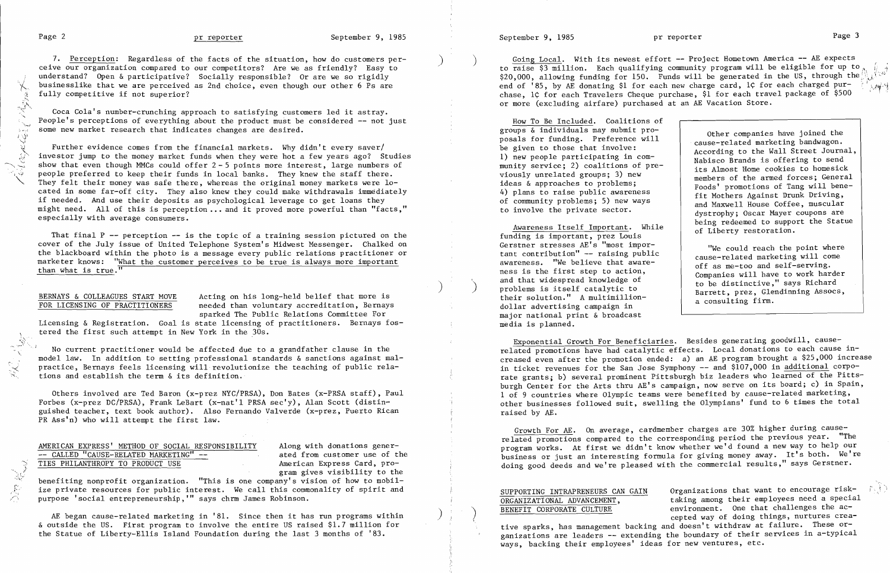7. Perception: Regardless of the facts of the situation, how do customers perceive our organization compared to our competitors? Are we as friendly? Easy to understand? Open & participative? Socially responsible? Or are we so rigidly businesslike that we are perceived as 2nd choice, even though our other 6 Ps are fully competitive if not superior?

Coca Cola's number-crunching approach to satisfying customers led it astray. People's perceptions of everything about the product must be considered -- not just some new market research that indicates changes are desired.

Further evidence comes from the financial markets. Why didn't every saver/investor jump to the money market funds when they were hot a few years ago? Studies show that even though MMCs could offer 2 - 5 points more interest, large numbers of people preferred to keep their funds in local banks. They knew the staff there. They felt their money was safe there, whereas the original money markets were located in some far-off city. They also knew they could make withdrawals immediately if needed. And use their deposits as psychological leverage to get loans they might need. All of this is perception ... and it proved more powerful than "facts," especially with average consumers.

That final P -- perception -- is the topic of a training session pictured on the cover of the July issue of United Telephone System's Midwest Messenger. Chalked on the blackboard within the photo is a message every public relations practitioner or marketer knows: "What the customer perceives to be true is always more important than what is true."

**BERNAYS & COLLEAGUES START MOVE FOR LICENSING OF PRACTITIONERS**

Acting on his long-held belief that more is needed than voluntary accreditation, Bernays sparked The Public Relations Committee For Licensing & Registration. Goal is state licensing of practitioners. Bernays fostered the first such attempt in New York in the 30s.

No current practitioner would be affected due to a grandfather clause in the model law. In addition to setting professional standards & sanctions against malpractice, Bernays feels licensing will revolutionize the teaching of public relations and establish the term & its definition.

Others involved are Ted Baron (x-prez NYC/PRSA), Don Bates (x-PRSA staff), Paul Forbes (x-prez DC/PRSA), Frank LeBart (x-nat'l PRSA sec'y), Alan Scott (distinguished teacher, text book author). Also Fernando Valverde (x-prez, Puerto Rican PR Ass'n) who will attempt the first law.

**AMERICAN EXPRESS' METHOD OF SOCIAL RESPONSIBILITY -- CALLED "CAUSE-RELATED MARKETING" -- TIES PHILANTHROPY TO PRODUCT USE**

Along with donations generated from customer use of the American Express Card, program gives visibility to the benefiting nonprofit organization. "This is one company's vision of how to mobilize private resources for public interest. We call this commonality of spirit and purpose 'social entrepreneurship,'" says chrm James Robinson.

AE began cause-related marketing in '81. Since then it has run programs within & outside the US. First program to involve the entire US raised $1.7 million for the Statue of Liberty-Ellis Island Foundation during the last 3 months of '83.

Going Local. With its newest effort -- Project Hometown America -- AE expects to raise $3 million. Each qualifying community program will be eligible for up to $20,000, allowing funding for 150. Funds will be generated in the US, through the end of '85, by AE donating $1 for each new charge card, 1¢ for each charged purchase, 1¢ for each Travelers Cheque purchase, $1 for each travel package of $500 or more (excluding airfare) purchased at an AE Vacation Store.

How To Be Included. Coalitions of groups & individuals may submit proposals for funding. Preference will be given to those that involve: 1) new people participating in community service; 2) coalitions of previously unrelated groups; 3) new ideas & approaches to problems; 4) plans to raise public awareness of community problems; 5) new ways to involve the private sector.

Awareness Itself Important. While funding is important, prez Louis Gerstner stresses AE's "most important contribution" -- raising public awareness. "We believe that awareness is the first step to action, and that widespread knowledge of problems is itself catalytic to their solution." A multimillion-dollar advertising campaign in major national print & broadcast media is planned.

> Other companies have joined the cause-related marketing bandwagon. According to the Wall Street Journal, Nabisco Brands is offering to send its Almost Home cookies to homesick members of the armed forces; General Foods' promotions of Tang will benefit Mothers Against Drunk Driving, and Maxwell House Coffee, muscular dystrophy; Oscar Mayer coupons are being redeemed to support the Statue of Liberty restoration.
>
> "We could reach the point where cause-related marketing will come off as me-too and self-serving. Companies will have to work harder to be distinctive," says Richard Barrett, prez, Glendinning Assocs, a consulting firm.

Exponential Growth For Beneficiaries. Besides generating goodwill, cause-related promotions have had catalytic effects. Local donations to each cause increased even after the promotion ended: a) an AE program brought a $25,000 increase in ticket revenues for the San Jose Symphony -- and $107,000 in additional corporate grants; b) several prominent Pittsburgh biz leaders who learned of the Pittsburgh Center for the Arts thru AE's campaign, now serve on its board; c) in Spain, 1 of 9 countries where Olympic teams were benefited by cause-related marketing, other businesses followed suit, swelling the Olympians' fund to 6 times the total raised by AE.

Growth For AE. On average, cardmember charges are 30% higher during cause-related promotions compared to the corresponding period the previous year. "The program works. At first we didn't know whether we'd found a new way to help our business or just an interesting formula for giving money away. It's both. We're doing good deeds and we're pleased with the commercial results," says Gerstner.

**SUPPORTING INTRAPRENEURS CAN GAIN ORGANIZATIONAL ADVANCEMENT, BENEFIT CORPORATE CULTURE**

Organizations that want to encourage risk-taking among their employees need a special environment. One that challenges the accepted way of doing things, nurtures creative sparks, has management backing and doesn't withdraw at failure. These organizations are leaders -- extending the boundary of their services in a-typical ways, backing their employees' ideas for new ventures, etc.